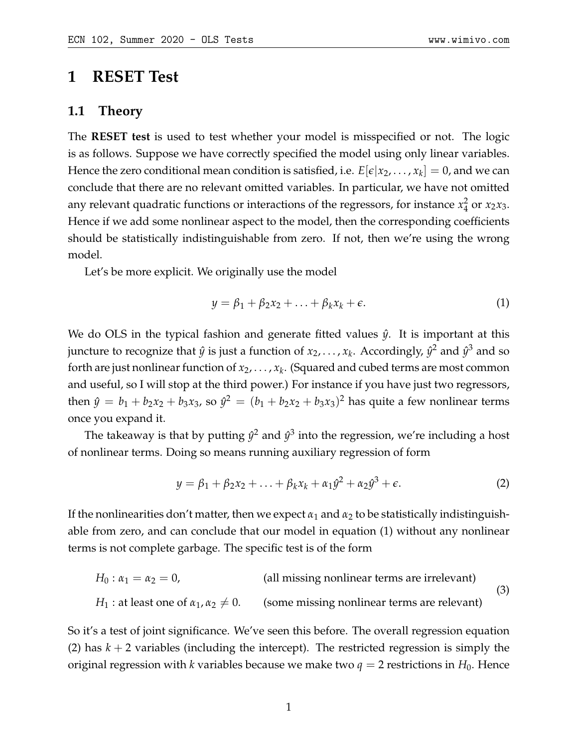# 1 RESET Test

## 1.1 Theory

The **RESET test** is used to test whether your model is misspecified or not. The logic is as follows. Suppose we have correctly specified the model using only linear variables. Hence the zero conditional mean condition is satisfied, i.e. $E[\epsilon|x_2, \ldots, x_k] = 0$, and we can conclude that there are no relevant omitted variables. In particular, we have not omitted any relevant quadratic functions or interactions of the regressors, for instance $x_4^2$ or $x_2x_3$. Hence if we add some nonlinear aspect to the model, then the corresponding coefficients should be statistically indistinguishable from zero. If not, then we're using the wrong model.

Let's be more explicit. We originally use the model

$$y = \beta_1 + \beta_2 x_2 + \ldots + \beta_k x_k + \epsilon. \tag{1}$$

We do OLS in the typical fashion and generate fitted values $\hat{y}$. It is important at this juncture to recognize that $\hat{y}$ is just a function of $x_2, \ldots, x_k$. Accordingly, $\hat{y}^2$ and $\hat{y}^3$ and so forth are just nonlinear function of $x_2, \ldots, x_k$. (Squared and cubed terms are most common and useful, so I will stop at the third power.) For instance if you have just two regressors, then $\hat{y} = b_1 + b_2 x_2 + b_3 x_3$, so $\hat{y}^2 = (b_1 + b_2 x_2 + b_3 x_3)^2$ has quite a few nonlinear terms once you expand it.

The takeaway is that by putting $\hat{y}^2$ and $\hat{y}^3$ into the regression, we're including a host of nonlinear terms. Doing so means running auxiliary regression of form

$$y = \beta_1 + \beta_2 x_2 + \ldots + \beta_k x_k + \alpha_1 \hat{y}^2 + \alpha_2 \hat{y}^3 + \epsilon. \tag{2}$$

If the nonlinearities don't matter, then we expect $\alpha_1$ and $\alpha_2$ to be statistically indistinguishable from zero, and can conclude that our model in equation (1) without any nonlinear terms is not complete garbage. The specific test is of the form

$$\begin{aligned} &H_0 : \alpha_1 = \alpha_2 = 0, && \text{(all missing nonlinear terms are irrelevant)} \\ &H_1 : \text{at least one of } \alpha_1, \alpha_2 \neq 0. && \text{(some missing nonlinear terms are relevant)} \end{aligned} \tag{3}$$

So it's a test of joint significance. We've seen this before. The overall regression equation (2) has $k + 2$ variables (including the intercept). The restricted regression is simply the original regression with $k$ variables because we make two $q = 2$ restrictions in $H_0$. Hence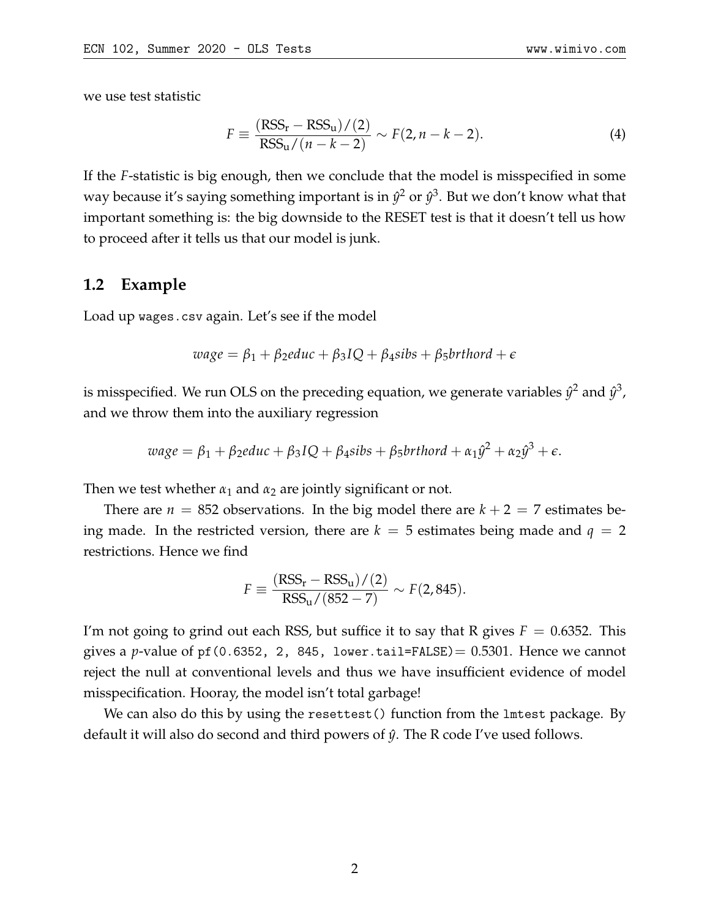we use test statistic

$$F \equiv \frac{(\text{RSS}_\text{r} - \text{RSS}_\text{u})/(2)}{\text{RSS}_\text{u}/(n-k-2)} \sim F(2, n-k-2). \tag{4}$$

If the $F$-statistic is big enough, then we conclude that the model is misspecified in some way because it's saying something important is in $\hat{y}^2$ or $\hat{y}^3$. But we don't know what that important something is: the big downside to the RESET test is that it doesn't tell us how to proceed after it tells us that our model is junk.

## 1.2 Example

Load up `wages.csv` again. Let's see if the model

$$wage = \beta_1 + \beta_2 educ + \beta_3 IQ + \beta_4 sibs + \beta_5 brthord + \epsilon$$

is misspecified. We run OLS on the preceding equation, we generate variables $\hat{y}^2$ and $\hat{y}^3$, and we throw them into the auxiliary regression

$$wage = \beta_1 + \beta_2 educ + \beta_3 IQ + \beta_4 sibs + \beta_5 brthord + \alpha_1 \hat{y}^2 + \alpha_2 \hat{y}^3 + \epsilon.$$

Then we test whether $\alpha_1$ and $\alpha_2$ are jointly significant or not.

There are $n = 852$ observations. In the big model there are $k + 2 = 7$ estimates being made. In the restricted version, there are $k = 5$ estimates being made and $q = 2$ restrictions. Hence we find

$$F \equiv \frac{(\text{RSS}_\text{r} - \text{RSS}_\text{u})/(2)}{\text{RSS}_\text{u}/(852-7)} \sim F(2, 845).$$

I'm not going to grind out each RSS, but suffice it to say that R gives $F = 0.6352$. This gives a $p$-value of `pf(0.6352, 2, 845, lower.tail=FALSE)`$= 0.5301$. Hence we cannot reject the null at conventional levels and thus we have insufficient evidence of model misspecification. Hooray, the model isn't total garbage!

We can also do this by using the `resettest()` function from the `lmtest` package. By default it will also do second and third powers of $\hat{y}$. The R code I've used follows.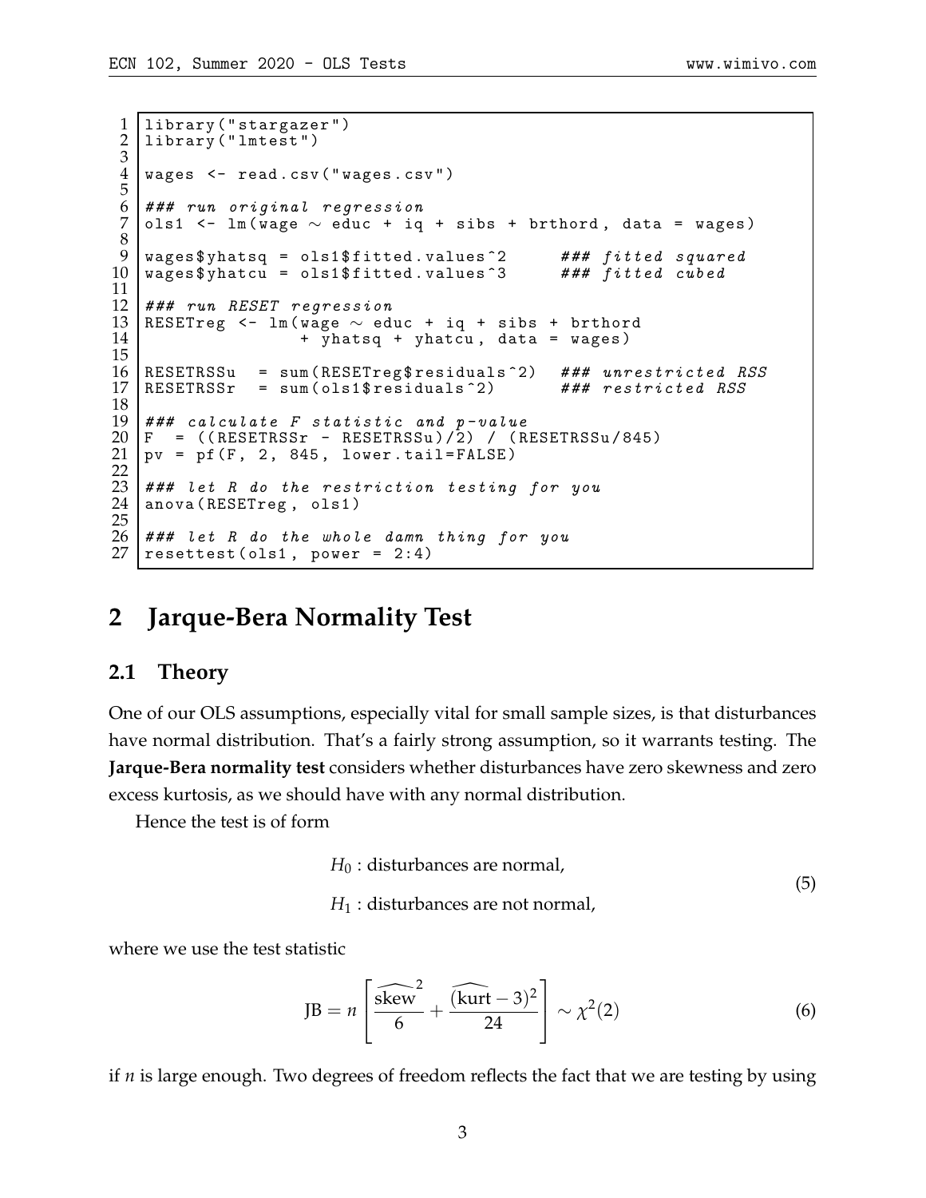```r
library("stargazer")
library("lmtest")

wages <- read.csv("wages.csv")

### run original regression
ols1 <- lm(wage ~ educ + iq + sibs + brthord, data = wages)

wages$yhatsq = ols1$fitted.values^2      ### fitted squared
wages$yhatcu = ols1$fitted.values^3      ### fitted cubed

### run RESET regression
RESETreg <- lm(wage ~ educ + iq + sibs + brthord
               + yhatsq + yhatcu, data = wages)

RESETRSSu  = sum(RESETreg$residuals^2)  ### unrestricted RSS
RESETRSSr  = sum(ols1$residuals^2)      ### restricted RSS

### calculate F statistic and p-value
F  = ((RESETRSSr - RESETRSSu)/2) / (RESETRSSu/845)
pv = pf(F, 2, 845, lower.tail=FALSE)

### let R do the restriction testing for you
anova(RESETreg, ols1)

### let R do the whole damn thing for you
resettest(ols1, power = 2:4)
```

## 2 Jarque-Bera Normality Test

### 2.1 Theory

One of our OLS assumptions, especially vital for small sample sizes, is that disturbances have normal distribution. That's a fairly strong assumption, so it warrants testing. The **Jarque-Bera normality test** considers whether disturbances have zero skewness and zero excess kurtosis, as we should have with any normal distribution.

Hence the test is of form

$$
\begin{aligned}
&H_0 : \text{disturbances are normal,} \\
&H_1 : \text{disturbances are not normal,}
\end{aligned}
\tag{5}
$$

where we use the test statistic

$$
\text{JB} = n \left[ \frac{\widehat{\text{skew}}^2}{6} + \frac{\widehat{(\text{kurt} - 3)^2}}{24} \right] \sim \chi^2(2) \tag{6}
$$

if $n$ is large enough. Two degrees of freedom reflects the fact that we are testing by using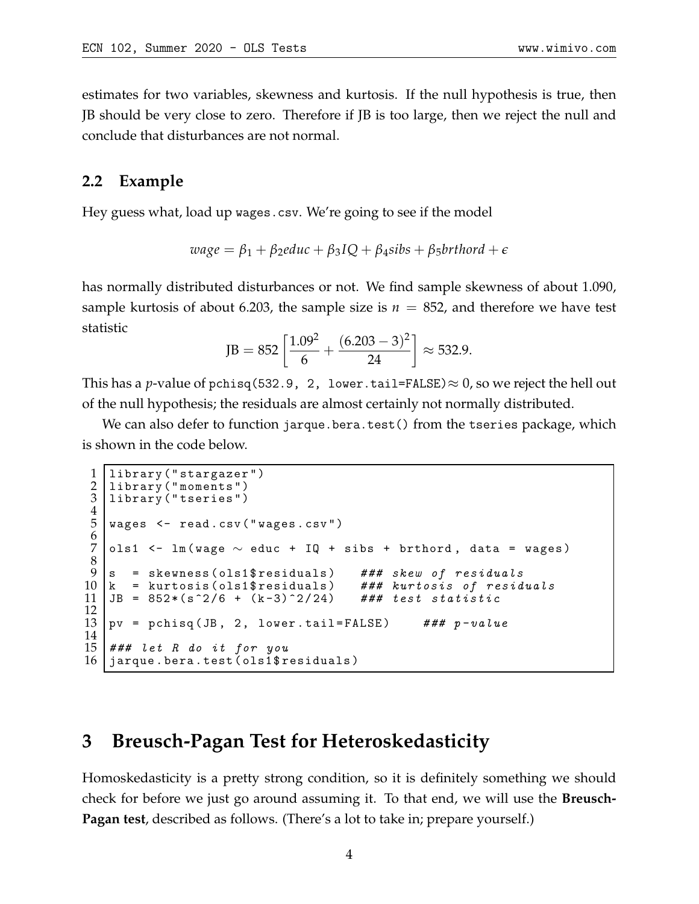estimates for two variables, skewness and kurtosis. If the null hypothesis is true, then JB should be very close to zero. Therefore if JB is too large, then we reject the null and conclude that disturbances are not normal.

## 2.2 Example

Hey guess what, load up `wages.csv`. We're going to see if the model

$$wage = \beta_1 + \beta_2 educ + \beta_3 IQ + \beta_4 sibs + \beta_5 brthord + \epsilon$$

has normally distributed disturbances or not. We find sample skewness of about 1.090, sample kurtosis of about 6.203, the sample size is $n = 852$, and therefore we have test statistic

$$\text{JB} = 852\left[\frac{1.09^2}{6} + \frac{(6.203-3)^2}{24}\right] \approx 532.9.$$

This has a $p$-value of `pchisq(532.9, 2, lower.tail=FALSE)`$\approx 0$, so we reject the hell out of the null hypothesis; the residuals are almost certainly not normally distributed.

We can also defer to function `jarque.bera.test()` from the `tseries` package, which is shown in the code below.

```
library("stargazer")
library("moments")
library("tseries")

wages <- read.csv("wages.csv")

ols1 <- lm(wage ~ educ + IQ + sibs + brthord, data = wages)

s  = skewness(ols1$residuals)    ### skew of residuals
k  = kurtosis(ols1$residuals)    ### kurtosis of residuals
JB = 852*(s^2/6 + (k-3)^2/24)    ### test statistic

pv = pchisq(JB, 2, lower.tail=FALSE)     ### p-value

### let R do it for you
jarque.bera.test(ols1$residuals)
```

# 3 Breusch-Pagan Test for Heteroskedasticity

Homoskedasticity is a pretty strong condition, so it is definitely something we should check for before we just go around assuming it. To that end, we will use the **Breusch-Pagan test**, described as follows. (There's a lot to take in; prepare yourself.)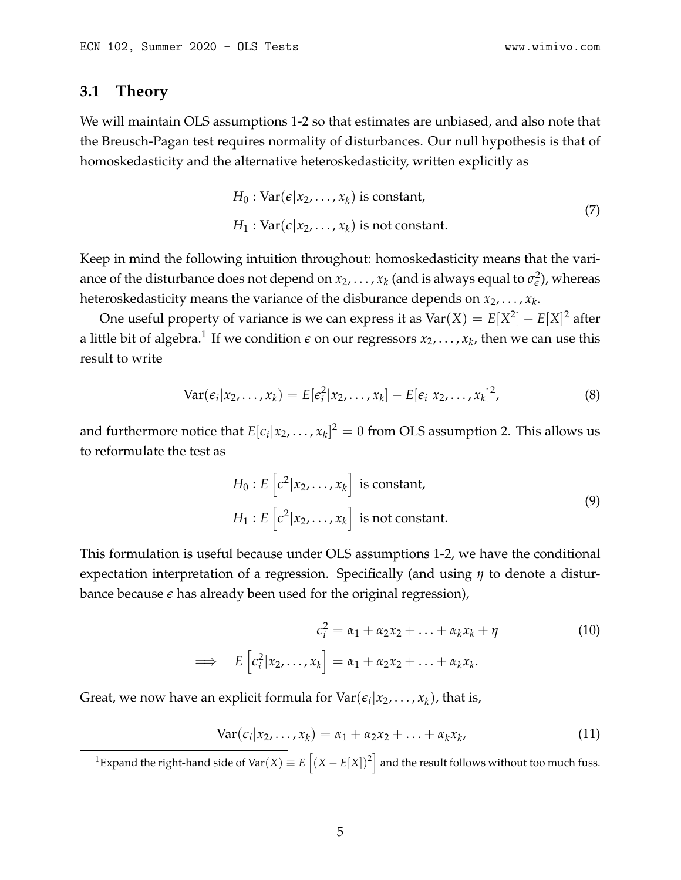### 3.1 Theory

We will maintain OLS assumptions 1-2 so that estimates are unbiased, and also note that the Breusch-Pagan test requires normality of disturbances. Our null hypothesis is that of homoskedasticity and the alternative heteroskedasticity, written explicitly as

$$
\begin{aligned}
&H_0 : \text{Var}(\epsilon | x_2, \ldots, x_k) \text{ is constant,} \\
&H_1 : \text{Var}(\epsilon | x_2, \ldots, x_k) \text{ is not constant.}
\end{aligned}
\tag{7}
$$

Keep in mind the following intuition throughout: homoskedasticity means that the variance of the disturbance does not depend on $x_2, \ldots, x_k$ (and is always equal to $\sigma_\epsilon^2$), whereas heteroskedasticity means the variance of the disburance depends on $x_2, \ldots, x_k$.

One useful property of variance is we can express it as $\text{Var}(X) = E[X^2] - E[X]^2$ after a little bit of algebra.[1] If we condition $\epsilon$ on our regressors $x_2, \ldots, x_k$, then we can use this result to write

$$
\text{Var}(\epsilon_i | x_2, \ldots, x_k) = E[\epsilon_i^2 | x_2, \ldots, x_k] - E[\epsilon_i | x_2, \ldots, x_k]^2, \tag{8}
$$

and furthermore notice that $E[\epsilon_i | x_2, \ldots, x_k]^2 = 0$ from OLS assumption 2. This allows us to reformulate the test as

$$
\begin{aligned}
&H_0 : E\left[\epsilon^2 | x_2, \ldots, x_k\right] \text{ is constant,} \\
&H_1 : E\left[\epsilon^2 | x_2, \ldots, x_k\right] \text{ is not constant.}
\end{aligned}
\tag{9}
$$

This formulation is useful because under OLS assumptions 1-2, we have the conditional expectation interpretation of a regression. Specifically (and using $\eta$ to denote a disturbance because $\epsilon$ has already been used for the original regression),

$$
\begin{aligned}
&\epsilon_i^2 = \alpha_1 + \alpha_2 x_2 + \ldots + \alpha_k x_k + \eta \\
\implies \quad &E\left[\epsilon_i^2 | x_2, \ldots, x_k\right] = \alpha_1 + \alpha_2 x_2 + \ldots + \alpha_k x_k.
\end{aligned}
\tag{10}
$$

Great, we now have an explicit formula for $\text{Var}(\epsilon_i | x_2, \ldots, x_k)$, that is,

$$
\text{Var}(\epsilon_i | x_2, \ldots, x_k) = \alpha_1 + \alpha_2 x_2 + \ldots + \alpha_k x_k, \tag{11}
$$

[1] Expand the right-hand side of $\text{Var}(X) \equiv E\left[(X - E[X])^2\right]$ and the result follows without too much fuss.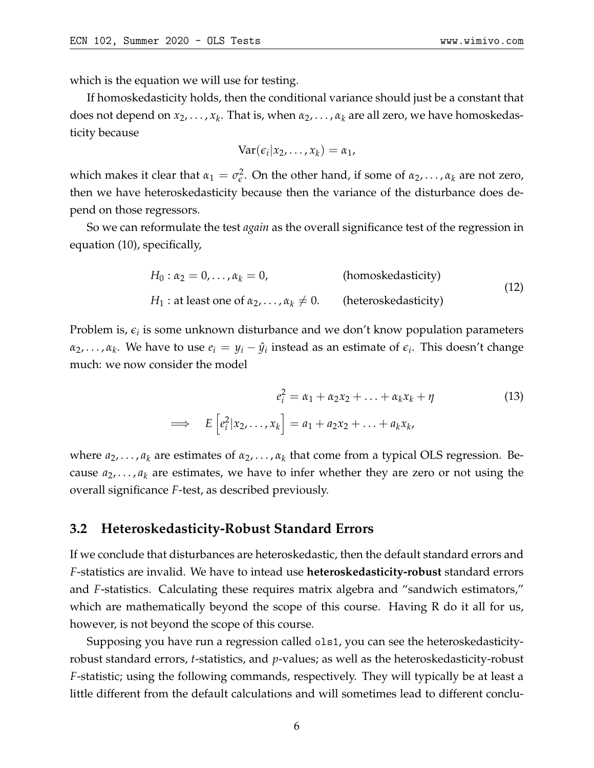which is the equation we will use for testing.

If homoskedasticity holds, then the conditional variance should just be a constant that does not depend on $x_2, \ldots, x_k$. That is, when $\alpha_2, \ldots, \alpha_k$ are all zero, we have homoskedasticity because

$$\text{Var}(\epsilon_i | x_2, \ldots, x_k) = \alpha_1,$$

which makes it clear that $\alpha_1 = \sigma_\epsilon^2$. On the other hand, if some of $\alpha_2, \ldots, \alpha_k$ are not zero, then we have heteroskedasticity because then the variance of the disturbance does depend on those regressors.

So we can reformulate the test *again* as the overall significance test of the regression in equation (10), specifically,

$$\begin{aligned} &H_0 : \alpha_2 = 0, \ldots, \alpha_k = 0, && \text{(homoskedasticity)} \\ &H_1 : \text{at least one of } \alpha_2, \ldots, \alpha_k \neq 0. && \text{(heteroskedasticity)} \end{aligned} \tag{12}$$

Problem is, $\epsilon_i$ is some unknown disturbance and we don't know population parameters $\alpha_2, \ldots, \alpha_k$. We have to use $e_i = y_i - \hat{y}_i$ instead as an estimate of $\epsilon_i$. This doesn't change much: we now consider the model

$$\begin{aligned} e_i^2 &= \alpha_1 + \alpha_2 x_2 + \ldots + \alpha_k x_k + \eta \qquad (13) \\ \implies \quad E\left[e_i^2 | x_2, \ldots, x_k\right] &= a_1 + a_2 x_2 + \ldots + a_k x_k, \end{aligned}$$

where $a_2, \ldots, a_k$ are estimates of $\alpha_2, \ldots, \alpha_k$ that come from a typical OLS regression. Because $a_2, \ldots, a_k$ are estimates, we have to infer whether they are zero or not using the overall significance $F$-test, as described previously.

## 3.2 Heteroskedasticity-Robust Standard Errors

If we conclude that disturbances are heteroskedastic, then the default standard errors and $F$-statistics are invalid. We have to intead use **heteroskedasticity-robust** standard errors and $F$-statistics. Calculating these requires matrix algebra and "sandwich estimators," which are mathematically beyond the scope of this course. Having R do it all for us, however, is not beyond the scope of this course.

Supposing you have run a regression called `ols1`, you can see the heteroskedasticity-robust standard errors, $t$-statistics, and $p$-values; as well as the heteroskedasticity-robust $F$-statistic; using the following commands, respectively. They will typically be at least a little different from the default calculations and will sometimes lead to different conclu-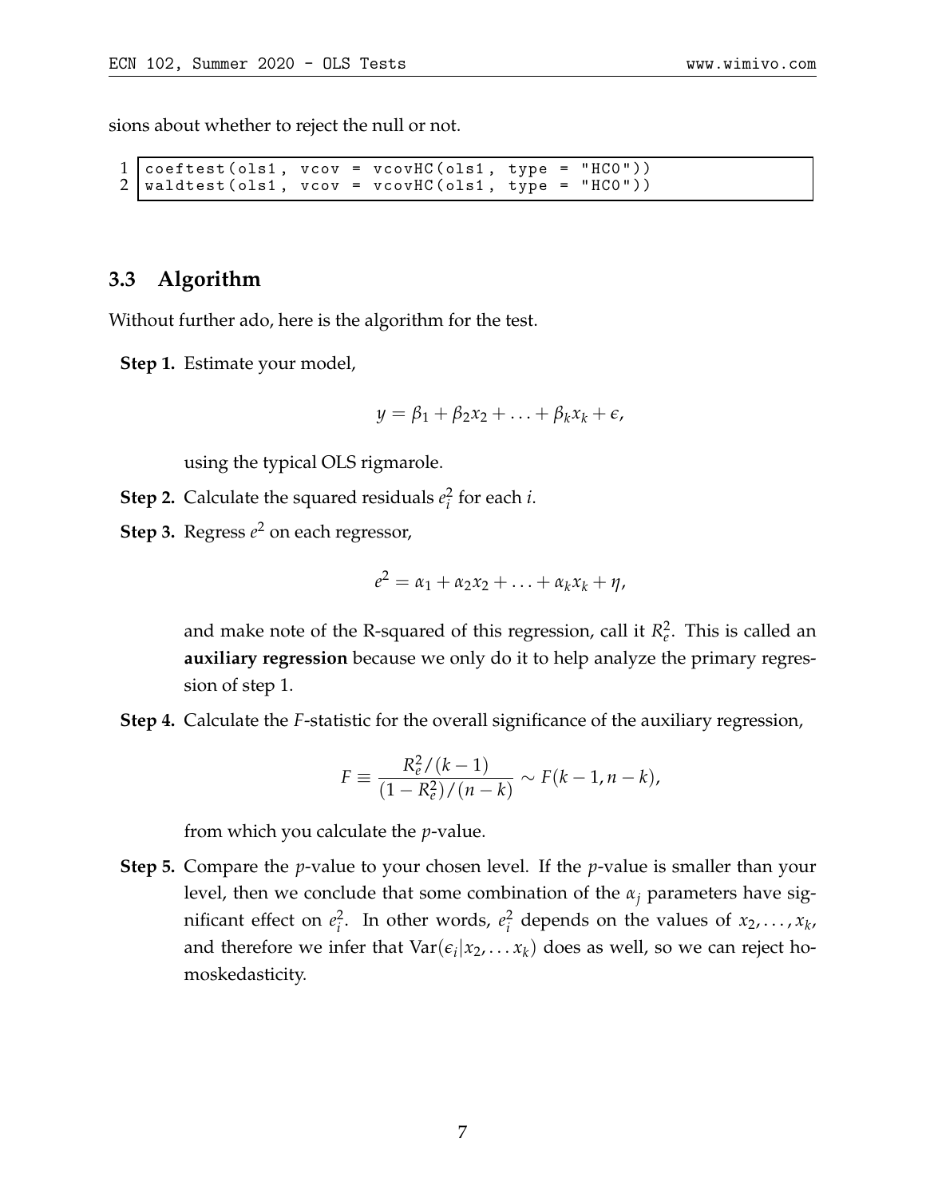sions about whether to reject the null or not.

```
coeftest(ols1, vcov = vcovHC(ols1, type = "HC0"))
waldtest(ols1, vcov = vcovHC(ols1, type = "HC0"))
```

### 3.3 Algorithm

Without further ado, here is the algorithm for the test.

**Step 1.** Estimate your model,

$$y = \beta_1 + \beta_2 x_2 + \ldots + \beta_k x_k + \epsilon,$$

using the typical OLS rigmarole.

**Step 2.** Calculate the squared residuals $e_i^2$ for each $i$.

**Step 3.** Regress $e^2$ on each regressor,

$$e^2 = \alpha_1 + \alpha_2 x_2 + \ldots + \alpha_k x_k + \eta,$$

and make note of the R-squared of this regression, call it $R_e^2$. This is called an **auxiliary regression** because we only do it to help analyze the primary regression of step 1.

**Step 4.** Calculate the $F$-statistic for the overall significance of the auxiliary regression,

$$F \equiv \frac{R_e^2/(k-1)}{(1-R_e^2)/(n-k)} \sim F(k-1, n-k),$$

from which you calculate the $p$-value.

**Step 5.** Compare the $p$-value to your chosen level. If the $p$-value is smaller than your level, then we conclude that some combination of the $\alpha_j$ parameters have significant effect on $e_i^2$. In other words, $e_i^2$ depends on the values of $x_2, \ldots, x_k$, and therefore we infer that $\text{Var}(\epsilon_i | x_2, \ldots x_k)$ does as well, so we can reject homoskedasticity.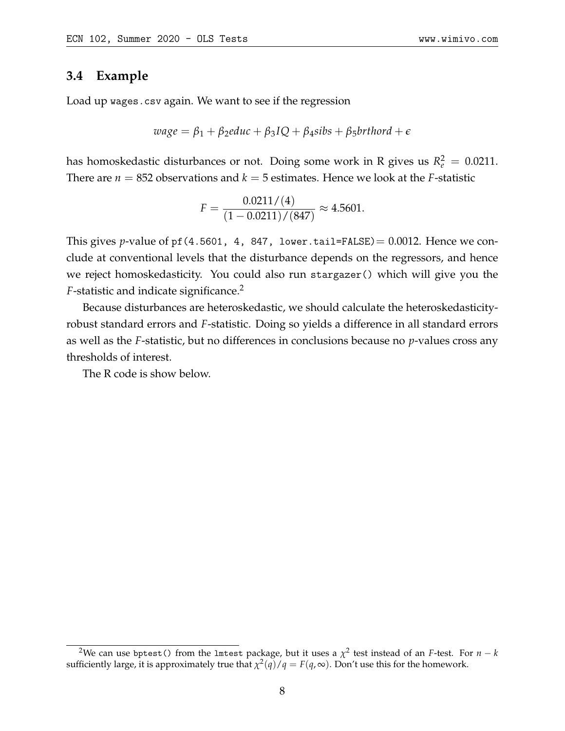### 3.4 Example

Load up `wages.csv` again. We want to see if the regression

$$wage = \beta_1 + \beta_2 educ + \beta_3 IQ + \beta_4 sibs + \beta_5 brthord + \epsilon$$

has homoskedastic disturbances or not. Doing some work in R gives us $R_e^2 = 0.0211$. There are $n = 852$ observations and $k = 5$ estimates. Hence we look at the $F$-statistic

$$F = \frac{0.0211/(4)}{(1 - 0.0211)/(847)} \approx 4.5601.$$

This gives $p$-value of `pf(4.5601, 4, 847, lower.tail=FALSE)`$= 0.0012$. Hence we conclude at conventional levels that the disturbance depends on the regressors, and hence we reject homoskedasticity. You could also run `stargazer()` which will give you the $F$-statistic and indicate significance.[2]

Because disturbances are heteroskedastic, we should calculate the heteroskedasticity-robust standard errors and $F$-statistic. Doing so yields a difference in all standard errors as well as the $F$-statistic, but no differences in conclusions because no $p$-values cross any thresholds of interest.

The R code is show below.

[2] We can use `bptest()` from the `lmtest` package, but it uses a $\chi^2$ test instead of an $F$-test. For $n - k$ sufficiently large, it is approximately true that $\chi^2(q)/q = F(q, \infty)$. Don't use this for the homework.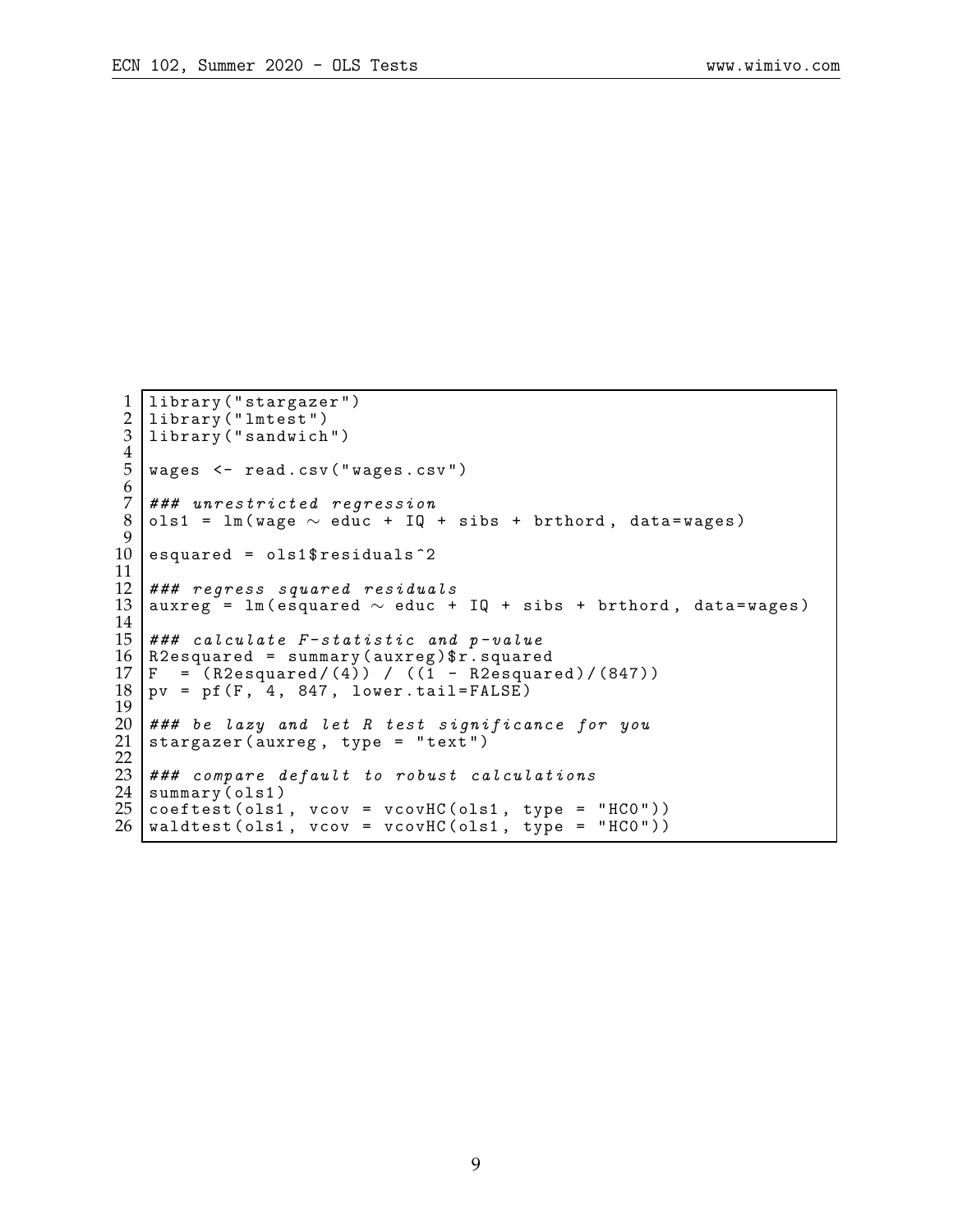```
library("stargazer")
library("lmtest")
library("sandwich")

wages <- read.csv("wages.csv")

### unrestricted regression
ols1 = lm(wage ~ educ + IQ + sibs + brthord, data=wages)

esquared = ols1$residuals^2

### regress squared residuals
auxreg = lm(esquared ~ educ + IQ + sibs + brthord, data=wages)

### calculate F-statistic and p-value
R2esquared = summary(auxreg)$r.squared
F  = (R2esquared/(4)) / ((1 - R2esquared)/(847))
pv = pf(F, 4, 847, lower.tail=FALSE)

### be lazy and let R test significance for you
stargazer(auxreg, type = "text")

### compare default to robust calculations
summary(ols1)
coeftest(ols1, vcov = vcovHC(ols1, type = "HC0"))
waldtest(ols1, vcov = vcovHC(ols1, type = "HC0"))
```